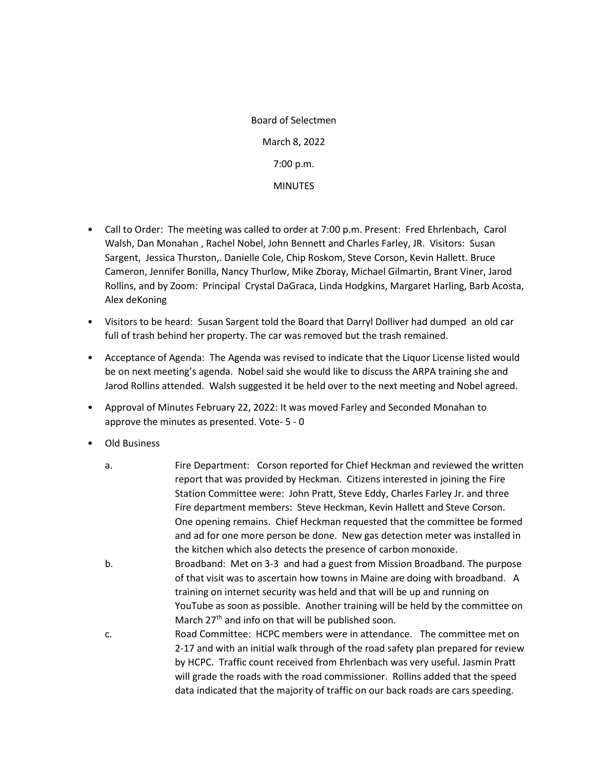Board of Selectmen

March 8, 2022

7:00 p.m.

MINUTES

- Call to Order: The meeting was called to order at 7:00 p.m. Present: Fred Ehrlenbach, Carol Walsh, Dan Monahan , Rachel Nobel, John Bennett and Charles Farley, JR. Visitors: Susan Sargent, Jessica Thurston,. Danielle Cole, Chip Roskom, Steve Corson, Kevin Hallett. Bruce Cameron, Jennifer Bonilla, Nancy Thurlow, Mike Zboray, Michael Gilmartin, Brant Viner, Jarod Rollins, and by Zoom: Principal Crystal DaGraca, Linda Hodgkins, Margaret Harling, Barb Acosta, Alex deKoning

- Visitors to be heard: Susan Sargent told the Board that Darryl Dolliver had dumped an old car full of trash behind her property. The car was removed but the trash remained.

- Acceptance of Agenda: The Agenda was revised to indicate that the Liquor License listed would be on next meeting's agenda. Nobel said she would like to discuss the ARPA training she and Jarod Rollins attended. Walsh suggested it be held over to the next meeting and Nobel agreed.

- Approval of Minutes February 22, 2022: It was moved Farley and Seconded Monahan to approve the minutes as presented. Vote- 5 - 0

- Old Business

  a. Fire Department: Corson reported for Chief Heckman and reviewed the written report that was provided by Heckman. Citizens interested in joining the Fire Station Committee were: John Pratt, Steve Eddy, Charles Farley Jr. and three Fire department members: Steve Heckman, Kevin Hallett and Steve Corson. One opening remains. Chief Heckman requested that the committee be formed and ad for one more person be done. New gas detection meter was installed in the kitchen which also detects the presence of carbon monoxide.

  b. Broadband: Met on 3-3 and had a guest from Mission Broadband. The purpose of that visit was to ascertain how towns in Maine are doing with broadband. A training on internet security was held and that will be up and running on YouTube as soon as possible. Another training will be held by the committee on March 27th and info on that will be published soon.

  c. Road Committee: HCPC members were in attendance. The committee met on 2-17 and with an initial walk through of the road safety plan prepared for review by HCPC. Traffic count received from Ehrlenbach was very useful. Jasmin Pratt will grade the roads with the road commissioner. Rollins added that the speed data indicated that the majority of traffic on our back roads are cars speeding.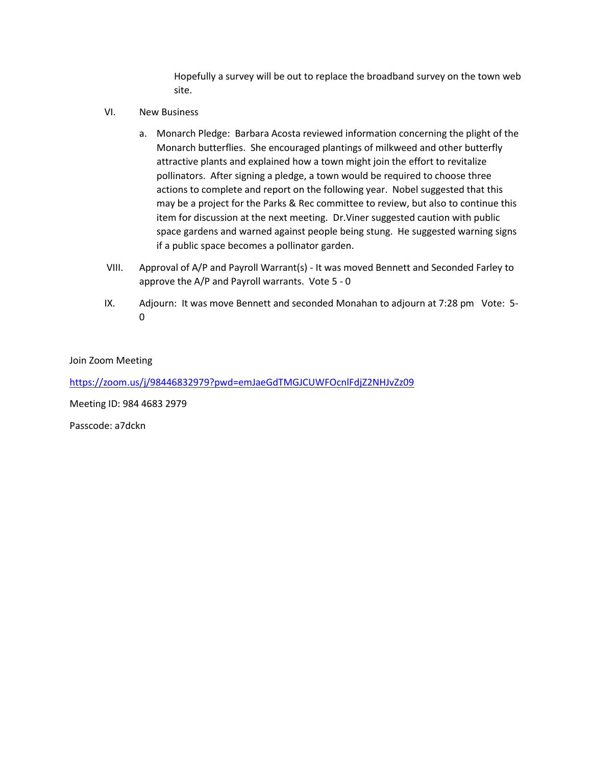Hopefully a survey will be out to replace the broadband survey on the town web site.

VI. New Business

a. Monarch Pledge: Barbara Acosta reviewed information concerning the plight of the Monarch butterflies. She encouraged plantings of milkweed and other butterfly attractive plants and explained how a town might join the effort to revitalize pollinators. After signing a pledge, a town would be required to choose three actions to complete and report on the following year. Nobel suggested that this may be a project for the Parks & Rec committee to review, but also to continue this item for discussion at the next meeting. Dr.Viner suggested caution with public space gardens and warned against people being stung. He suggested warning signs if a public space becomes a pollinator garden.

VIII. Approval of A/P and Payroll Warrant(s) - It was moved Bennett and Seconded Farley to approve the A/P and Payroll warrants. Vote 5 - 0

IX. Adjourn: It was move Bennett and seconded Monahan to adjourn at 7:28 pm Vote: 5-0

Join Zoom Meeting

https://zoom.us/j/98446832979?pwd=emJaeGdTMGJCUWFOcnlFdjZ2NHJvZz09

Meeting ID: 984 4683 2979

Passcode: a7dckn